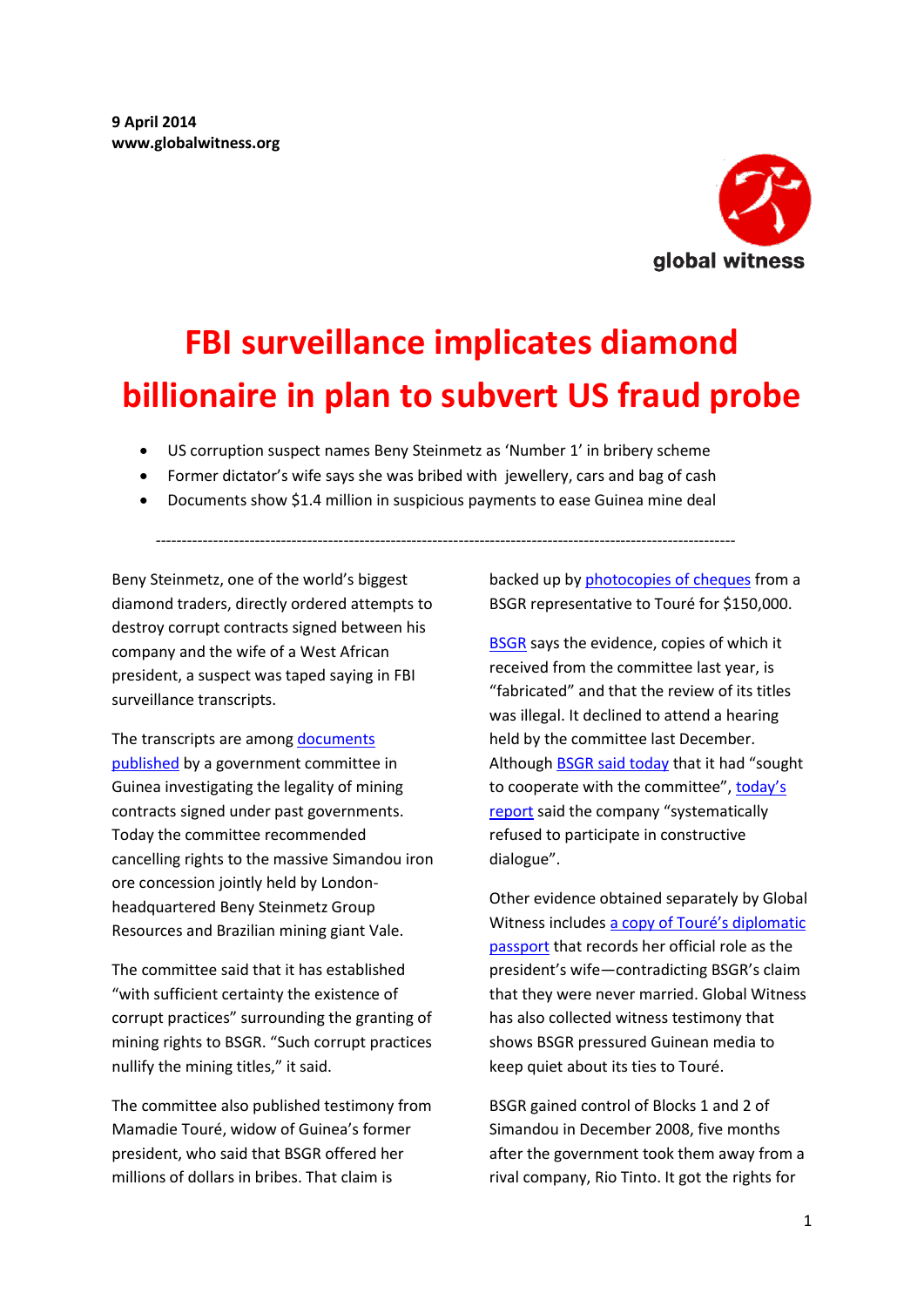**9 April 2014**
**www.globalwitness.org**

global witness

# FBI surveillance implicates diamond billionaire in plan to subvert US fraud probe

- US corruption suspect names Beny Steinmetz as 'Number 1' in bribery scheme
- Former dictator's wife says she was bribed with jewellery, cars and bag of cash
- Documents show $1.4 million in suspicious payments to ease Guinea mine deal

---

Beny Steinmetz, one of the world's biggest diamond traders, directly ordered attempts to destroy corrupt contracts signed between his company and the wife of a West African president, a suspect was taped saying in FBI surveillance transcripts.

The transcripts are among documents published by a government committee in Guinea investigating the legality of mining contracts signed under past governments. Today the committee recommended cancelling rights to the massive Simandou iron ore concession jointly held by London-headquartered Beny Steinmetz Group Resources and Brazilian mining giant Vale.

The committee said that it has established "with sufficient certainty the existence of corrupt practices" surrounding the granting of mining rights to BSGR. "Such corrupt practices nullify the mining titles," it said.

The committee also published testimony from Mamadie Touré, widow of Guinea's former president, who said that BSGR offered her millions of dollars in bribes. That claim is backed up by photocopies of cheques from a BSGR representative to Touré for $150,000.

BSGR says the evidence, copies of which it received from the committee last year, is "fabricated" and that the review of its titles was illegal. It declined to attend a hearing held by the committee last December. Although BSGR said today that it had "sought to cooperate with the committee", today's report said the company "systematically refused to participate in constructive dialogue".

Other evidence obtained separately by Global Witness includes a copy of Touré's diplomatic passport that records her official role as the president's wife—contradicting BSGR's claim that they were never married. Global Witness has also collected witness testimony that shows BSGR pressured Guinean media to keep quiet about its ties to Touré.

BSGR gained control of Blocks 1 and 2 of Simandou in December 2008, five months after the government took them away from a rival company, Rio Tinto. It got the rights for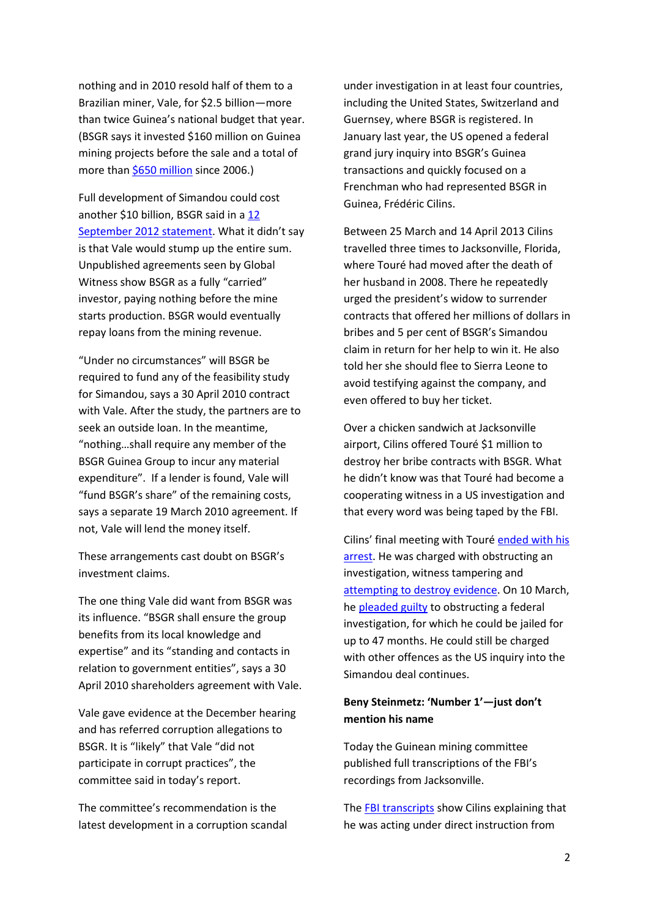nothing and in 2010 resold half of them to a Brazilian miner, Vale, for $2.5 billion—more than twice Guinea's national budget that year. (BSGR says it invested $160 million on Guinea mining projects before the sale and a total of more than $650 million since 2006.)

Full development of Simandou could cost another $10 billion, BSGR said in a 12 September 2012 statement. What it didn't say is that Vale would stump up the entire sum. Unpublished agreements seen by Global Witness show BSGR as a fully "carried" investor, paying nothing before the mine starts production. BSGR would eventually repay loans from the mining revenue.

"Under no circumstances" will BSGR be required to fund any of the feasibility study for Simandou, says a 30 April 2010 contract with Vale. After the study, the partners are to seek an outside loan. In the meantime, "nothing…shall require any member of the BSGR Guinea Group to incur any material expenditure". If a lender is found, Vale will "fund BSGR's share" of the remaining costs, says a separate 19 March 2010 agreement. If not, Vale will lend the money itself.

These arrangements cast doubt on BSGR's investment claims.

The one thing Vale did want from BSGR was its influence. "BSGR shall ensure the group benefits from its local knowledge and expertise" and its "standing and contacts in relation to government entities", says a 30 April 2010 shareholders agreement with Vale.

Vale gave evidence at the December hearing and has referred corruption allegations to BSGR. It is "likely" that Vale "did not participate in corrupt practices", the committee said in today's report.

The committee's recommendation is the latest development in a corruption scandal under investigation in at least four countries, including the United States, Switzerland and Guernsey, where BSGR is registered. In January last year, the US opened a federal grand jury inquiry into BSGR's Guinea transactions and quickly focused on a Frenchman who had represented BSGR in Guinea, Frédéric Cilins.

Between 25 March and 14 April 2013 Cilins travelled three times to Jacksonville, Florida, where Touré had moved after the death of her husband in 2008. There he repeatedly urged the president's widow to surrender contracts that offered her millions of dollars in bribes and 5 per cent of BSGR's Simandou claim in return for her help to win it. He also told her she should flee to Sierra Leone to avoid testifying against the company, and even offered to buy her ticket.

Over a chicken sandwich at Jacksonville airport, Cilins offered Touré $1 million to destroy her bribe contracts with BSGR. What he didn't know was that Touré had become a cooperating witness in a US investigation and that every word was being taped by the FBI.

Cilins' final meeting with Touré ended with his arrest. He was charged with obstructing an investigation, witness tampering and attempting to destroy evidence. On 10 March, he pleaded guilty to obstructing a federal investigation, for which he could be jailed for up to 47 months. He could still be charged with other offences as the US inquiry into the Simandou deal continues.

**Beny Steinmetz: 'Number 1'—just don't mention his name**

Today the Guinean mining committee published full transcriptions of the FBI's recordings from Jacksonville.

The FBI transcripts show Cilins explaining that he was acting under direct instruction from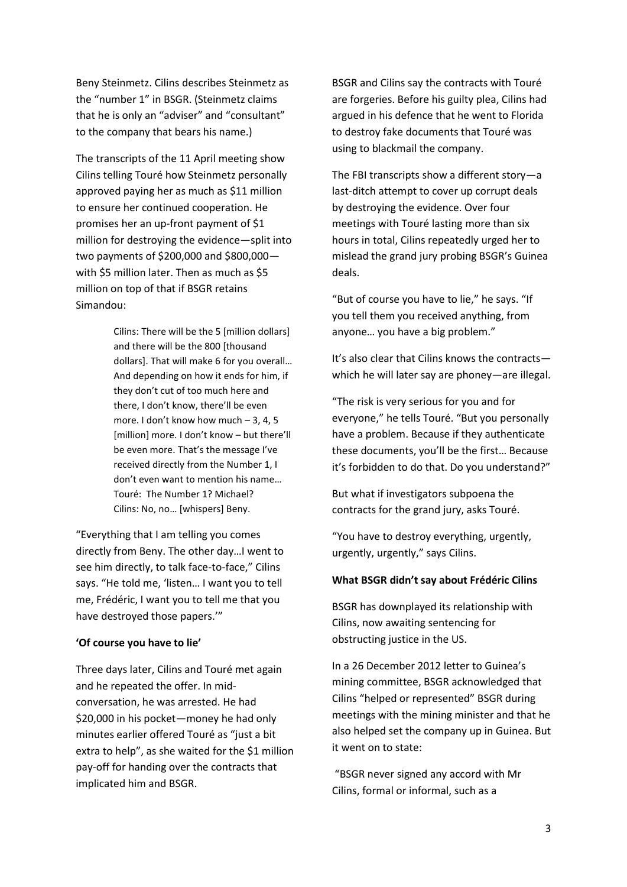Beny Steinmetz. Cilins describes Steinmetz as the "number 1" in BSGR. (Steinmetz claims that he is only an "adviser" and "consultant" to the company that bears his name.)

The transcripts of the 11 April meeting show Cilins telling Touré how Steinmetz personally approved paying her as much as $11 million to ensure her continued cooperation. He promises her an up-front payment of $1 million for destroying the evidence—split into two payments of $200,000 and $800,000—with $5 million later. Then as much as $5 million on top of that if BSGR retains Simandou:

> Cilins: There will be the 5 [million dollars] and there will be the 800 [thousand dollars]. That will make 6 for you overall… And depending on how it ends for him, if they don't cut of too much here and there, I don't know, there'll be even more. I don't know how much – 3, 4, 5 [million] more. I don't know – but there'll be even more. That's the message I've received directly from the Number 1, I don't even want to mention his name…
> Touré: The Number 1? Michael?
> Cilins: No, no… [whispers] Beny.

"Everything that I am telling you comes directly from Beny. The other day…I went to see him directly, to talk face-to-face," Cilins says. "He told me, 'listen… I want you to tell me, Frédéric, I want you to tell me that you have destroyed those papers.'"

**'Of course you have to lie'**

Three days later, Cilins and Touré met again and he repeated the offer. In mid-conversation, he was arrested. He had $20,000 in his pocket—money he had only minutes earlier offered Touré as "just a bit extra to help", as she waited for the $1 million pay-off for handing over the contracts that implicated him and BSGR.

BSGR and Cilins say the contracts with Touré are forgeries. Before his guilty plea, Cilins had argued in his defence that he went to Florida to destroy fake documents that Touré was using to blackmail the company.

The FBI transcripts show a different story—a last-ditch attempt to cover up corrupt deals by destroying the evidence. Over four meetings with Touré lasting more than six hours in total, Cilins repeatedly urged her to mislead the grand jury probing BSGR's Guinea deals.

"But of course you have to lie," he says. "If you tell them you received anything, from anyone… you have a big problem."

It's also clear that Cilins knows the contracts—which he will later say are phoney—are illegal.

"The risk is very serious for you and for everyone," he tells Touré. "But you personally have a problem. Because if they authenticate these documents, you'll be the first… Because it's forbidden to do that. Do you understand?"

But what if investigators subpoena the contracts for the grand jury, asks Touré.

"You have to destroy everything, urgently, urgently, urgently," says Cilins.

**What BSGR didn't say about Frédéric Cilins**

BSGR has downplayed its relationship with Cilins, now awaiting sentencing for obstructing justice in the US.

In a 26 December 2012 letter to Guinea's mining committee, BSGR acknowledged that Cilins "helped or represented" BSGR during meetings with the mining minister and that he also helped set the company up in Guinea. But it went on to state:

"BSGR never signed any accord with Mr Cilins, formal or informal, such as a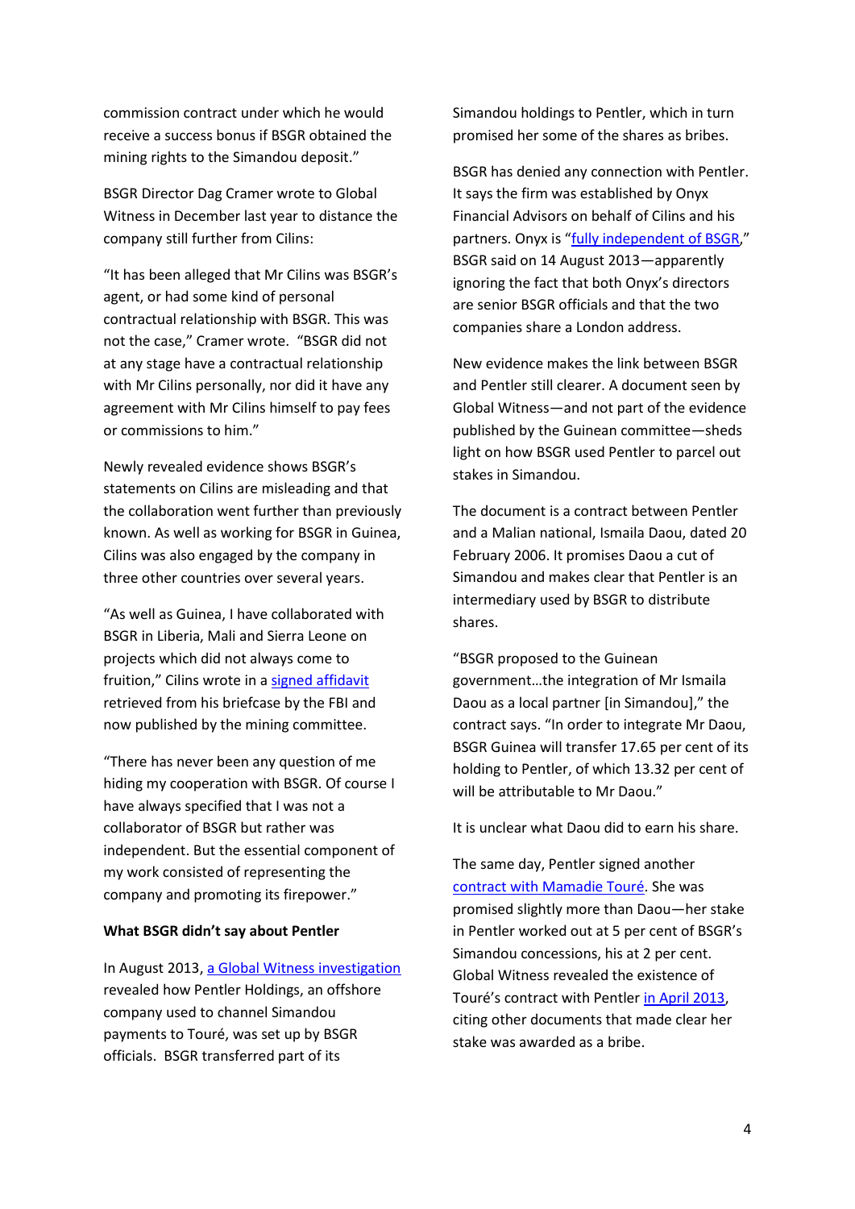commission contract under which he would receive a success bonus if BSGR obtained the mining rights to the Simandou deposit."

BSGR Director Dag Cramer wrote to Global Witness in December last year to distance the company still further from Cilins:

"It has been alleged that Mr Cilins was BSGR's agent, or had some kind of personal contractual relationship with BSGR. This was not the case," Cramer wrote. "BSGR did not at any stage have a contractual relationship with Mr Cilins personally, nor did it have any agreement with Mr Cilins himself to pay fees or commissions to him."

Newly revealed evidence shows BSGR's statements on Cilins are misleading and that the collaboration went further than previously known. As well as working for BSGR in Guinea, Cilins was also engaged by the company in three other countries over several years.

"As well as Guinea, I have collaborated with BSGR in Liberia, Mali and Sierra Leone on projects which did not always come to fruition," Cilins wrote in a signed affidavit retrieved from his briefcase by the FBI and now published by the mining committee.

"There has never been any question of me hiding my cooperation with BSGR. Of course I have always specified that I was not a collaborator of BSGR but rather was independent. But the essential component of my work consisted of representing the company and promoting its firepower."

**What BSGR didn't say about Pentler**

In August 2013, a Global Witness investigation revealed how Pentler Holdings, an offshore company used to channel Simandou payments to Touré, was set up by BSGR officials. BSGR transferred part of its Simandou holdings to Pentler, which in turn promised her some of the shares as bribes.

BSGR has denied any connection with Pentler. It says the firm was established by Onyx Financial Advisors on behalf of Cilins and his partners. Onyx is "fully independent of BSGR," BSGR said on 14 August 2013—apparently ignoring the fact that both Onyx's directors are senior BSGR officials and that the two companies share a London address.

New evidence makes the link between BSGR and Pentler still clearer. A document seen by Global Witness—and not part of the evidence published by the Guinean committee—sheds light on how BSGR used Pentler to parcel out stakes in Simandou.

The document is a contract between Pentler and a Malian national, Ismaila Daou, dated 20 February 2006. It promises Daou a cut of Simandou and makes clear that Pentler is an intermediary used by BSGR to distribute shares.

"BSGR proposed to the Guinean government…the integration of Mr Ismaila Daou as a local partner [in Simandou]," the contract says. "In order to integrate Mr Daou, BSGR Guinea will transfer 17.65 per cent of its holding to Pentler, of which 13.32 per cent of will be attributable to Mr Daou."

It is unclear what Daou did to earn his share.

The same day, Pentler signed another contract with Mamadie Touré. She was promised slightly more than Daou—her stake in Pentler worked out at 5 per cent of BSGR's Simandou concessions, his at 2 per cent. Global Witness revealed the existence of Touré's contract with Pentler in April 2013, citing other documents that made clear her stake was awarded as a bribe.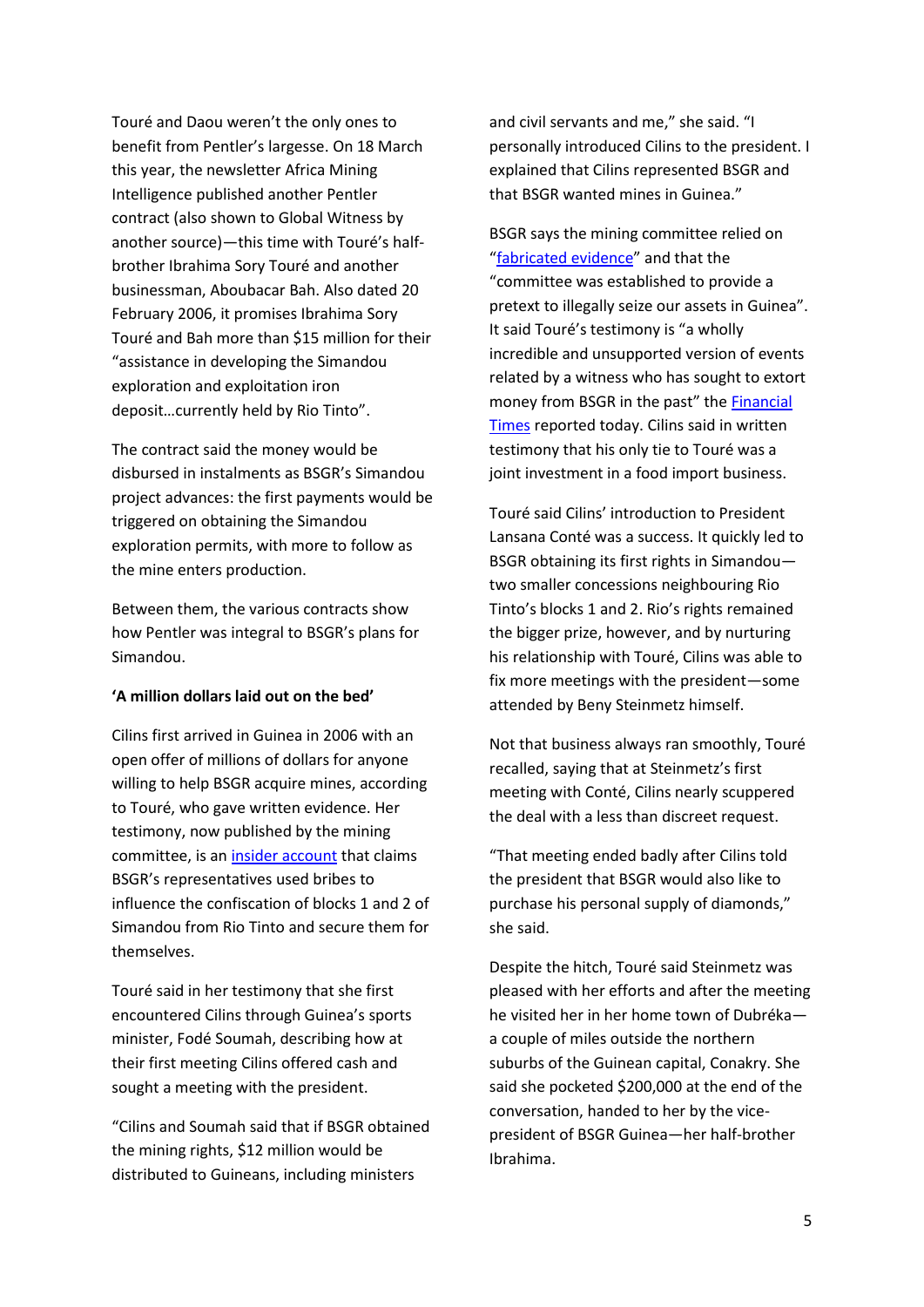Touré and Daou weren't the only ones to benefit from Pentler's largesse. On 18 March this year, the newsletter Africa Mining Intelligence published another Pentler contract (also shown to Global Witness by another source)—this time with Touré's half-brother Ibrahima Sory Touré and another businessman, Aboubacar Bah. Also dated 20 February 2006, it promises Ibrahima Sory Touré and Bah more than $15 million for their "assistance in developing the Simandou exploration and exploitation iron deposit…currently held by Rio Tinto".

The contract said the money would be disbursed in instalments as BSGR's Simandou project advances: the first payments would be triggered on obtaining the Simandou exploration permits, with more to follow as the mine enters production.

Between them, the various contracts show how Pentler was integral to BSGR's plans for Simandou.

**'A million dollars laid out on the bed'**

Cilins first arrived in Guinea in 2006 with an open offer of millions of dollars for anyone willing to help BSGR acquire mines, according to Touré, who gave written evidence. Her testimony, now published by the mining committee, is an insider account that claims BSGR's representatives used bribes to influence the confiscation of blocks 1 and 2 of Simandou from Rio Tinto and secure them for themselves.

Touré said in her testimony that she first encountered Cilins through Guinea's sports minister, Fodé Soumah, describing how at their first meeting Cilins offered cash and sought a meeting with the president.

"Cilins and Soumah said that if BSGR obtained the mining rights, $12 million would be distributed to Guineans, including ministers and civil servants and me," she said. "I personally introduced Cilins to the president. I explained that Cilins represented BSGR and that BSGR wanted mines in Guinea."

BSGR says the mining committee relied on "fabricated evidence" and that the "committee was established to provide a pretext to illegally seize our assets in Guinea". It said Touré's testimony is "a wholly incredible and unsupported version of events related by a witness who has sought to extort money from BSGR in the past" the Financial Times reported today. Cilins said in written testimony that his only tie to Touré was a joint investment in a food import business.

Touré said Cilins' introduction to President Lansana Conté was a success. It quickly led to BSGR obtaining its first rights in Simandou—two smaller concessions neighbouring Rio Tinto's blocks 1 and 2. Rio's rights remained the bigger prize, however, and by nurturing his relationship with Touré, Cilins was able to fix more meetings with the president—some attended by Beny Steinmetz himself.

Not that business always ran smoothly, Touré recalled, saying that at Steinmetz's first meeting with Conté, Cilins nearly scuppered the deal with a less than discreet request.

"That meeting ended badly after Cilins told the president that BSGR would also like to purchase his personal supply of diamonds," she said.

Despite the hitch, Touré said Steinmetz was pleased with her efforts and after the meeting he visited her in her home town of Dubréka—a couple of miles outside the northern suburbs of the Guinean capital, Conakry. She said she pocketed $200,000 at the end of the conversation, handed to her by the vice-president of BSGR Guinea—her half-brother Ibrahima.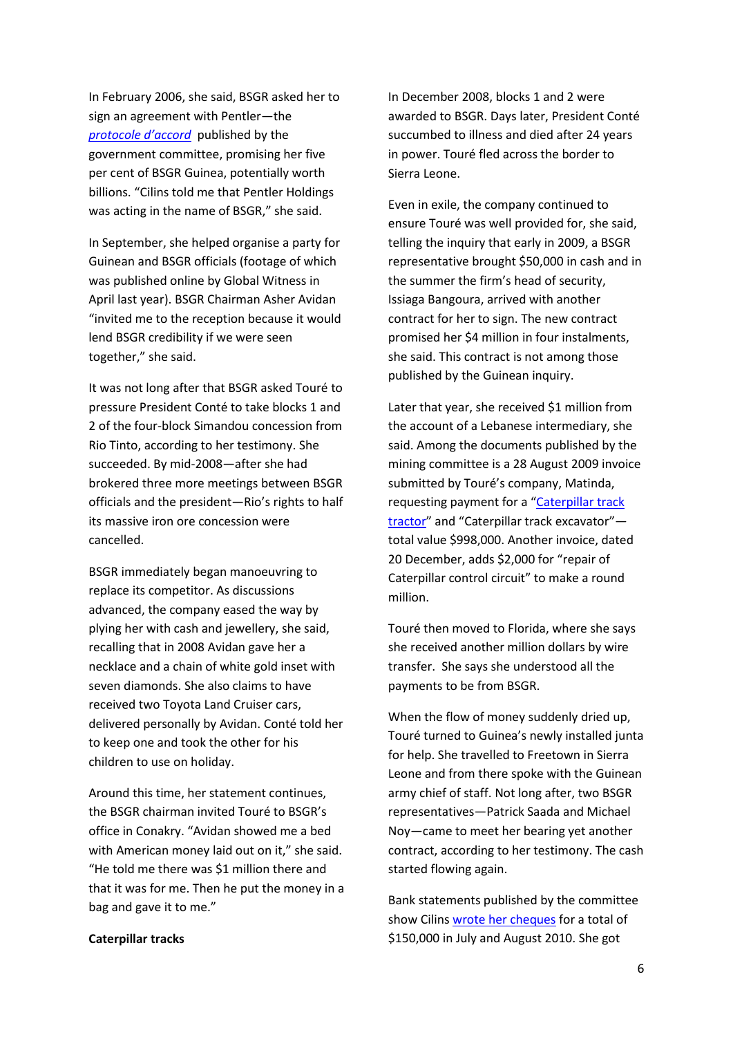In February 2006, she said, BSGR asked her to sign an agreement with Pentler—the *protocole d'accord* published by the government committee, promising her five per cent of BSGR Guinea, potentially worth billions. "Cilins told me that Pentler Holdings was acting in the name of BSGR," she said.

In September, she helped organise a party for Guinean and BSGR officials (footage of which was published online by Global Witness in April last year). BSGR Chairman Asher Avidan "invited me to the reception because it would lend BSGR credibility if we were seen together," she said.

It was not long after that BSGR asked Touré to pressure President Conté to take blocks 1 and 2 of the four-block Simandou concession from Rio Tinto, according to her testimony. She succeeded. By mid-2008—after she had brokered three more meetings between BSGR officials and the president—Rio's rights to half its massive iron ore concession were cancelled.

BSGR immediately began manoeuvring to replace its competitor. As discussions advanced, the company eased the way by plying her with cash and jewellery, she said, recalling that in 2008 Avidan gave her a necklace and a chain of white gold inset with seven diamonds. She also claims to have received two Toyota Land Cruiser cars, delivered personally by Avidan. Conté told her to keep one and took the other for his children to use on holiday.

Around this time, her statement continues, the BSGR chairman invited Touré to BSGR's office in Conakry. "Avidan showed me a bed with American money laid out on it," she said. "He told me there was $1 million there and that it was for me. Then he put the money in a bag and gave it to me."

**Caterpillar tracks**

In December 2008, blocks 1 and 2 were awarded to BSGR. Days later, President Conté succumbed to illness and died after 24 years in power. Touré fled across the border to Sierra Leone.

Even in exile, the company continued to ensure Touré was well provided for, she said, telling the inquiry that early in 2009, a BSGR representative brought $50,000 in cash and in the summer the firm's head of security, Issiaga Bangoura, arrived with another contract for her to sign. The new contract promised her $4 million in four instalments, she said. This contract is not among those published by the Guinean inquiry.

Later that year, she received $1 million from the account of a Lebanese intermediary, she said. Among the documents published by the mining committee is a 28 August 2009 invoice submitted by Touré's company, Matinda, requesting payment for a "Caterpillar track tractor" and "Caterpillar track excavator"—total value $998,000. Another invoice, dated 20 December, adds $2,000 for "repair of Caterpillar control circuit" to make a round million.

Touré then moved to Florida, where she says she received another million dollars by wire transfer. She says she understood all the payments to be from BSGR.

When the flow of money suddenly dried up, Touré turned to Guinea's newly installed junta for help. She travelled to Freetown in Sierra Leone and from there spoke with the Guinean army chief of staff. Not long after, two BSGR representatives—Patrick Saada and Michael Noy—came to meet her bearing yet another contract, according to her testimony. The cash started flowing again.

Bank statements published by the committee show Cilins wrote her cheques for a total of $150,000 in July and August 2010. She got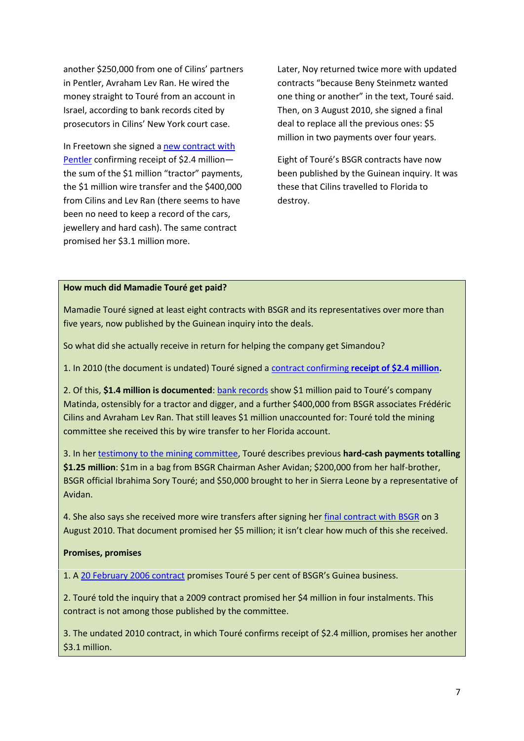another $250,000 from one of Cilins' partners in Pentler, Avraham Lev Ran. He wired the money straight to Touré from an account in Israel, according to bank records cited by prosecutors in Cilins' New York court case.

In Freetown she signed a new contract with Pentler confirming receipt of $2.4 million—the sum of the $1 million "tractor" payments, the $1 million wire transfer and the $400,000 from Cilins and Lev Ran (there seems to have been no need to keep a record of the cars, jewellery and hard cash). The same contract promised her $3.1 million more.

Later, Noy returned twice more with updated contracts "because Beny Steinmetz wanted one thing or another" in the text, Touré said. Then, on 3 August 2010, she signed a final deal to replace all the previous ones: $5 million in two payments over four years.

Eight of Touré's BSGR contracts have now been published by the Guinean inquiry. It was these that Cilins travelled to Florida to destroy.

**How much did Mamadie Touré get paid?**

Mamadie Touré signed at least eight contracts with BSGR and its representatives over more than five years, now published by the Guinean inquiry into the deals.

So what did she actually receive in return for helping the company get Simandou?

1. In 2010 (the document is undated) Touré signed a contract confirming **receipt of $2.4 million**.

2. Of this, **$1.4 million is documented**: bank records show $1 million paid to Touré's company Matinda, ostensibly for a tractor and digger, and a further $400,000 from BSGR associates Frédéric Cilins and Avraham Lev Ran. That still leaves $1 million unaccounted for: Touré told the mining committee she received this by wire transfer to her Florida account.

3. In her testimony to the mining committee, Touré describes previous **hard-cash payments totalling $1.25 million**: $1m in a bag from BSGR Chairman Asher Avidan; $200,000 from her half-brother, BSGR official Ibrahima Sory Touré; and $50,000 brought to her in Sierra Leone by a representative of Avidan.

4. She also says she received more wire transfers after signing her final contract with BSGR on 3 August 2010. That document promised her $5 million; it isn't clear how much of this she received.

**Promises, promises**

1. A 20 February 2006 contract promises Touré 5 per cent of BSGR's Guinea business.

2. Touré told the inquiry that a 2009 contract promised her $4 million in four instalments. This contract is not among those published by the committee.

3. The undated 2010 contract, in which Touré confirms receipt of $2.4 million, promises her another $3.1 million.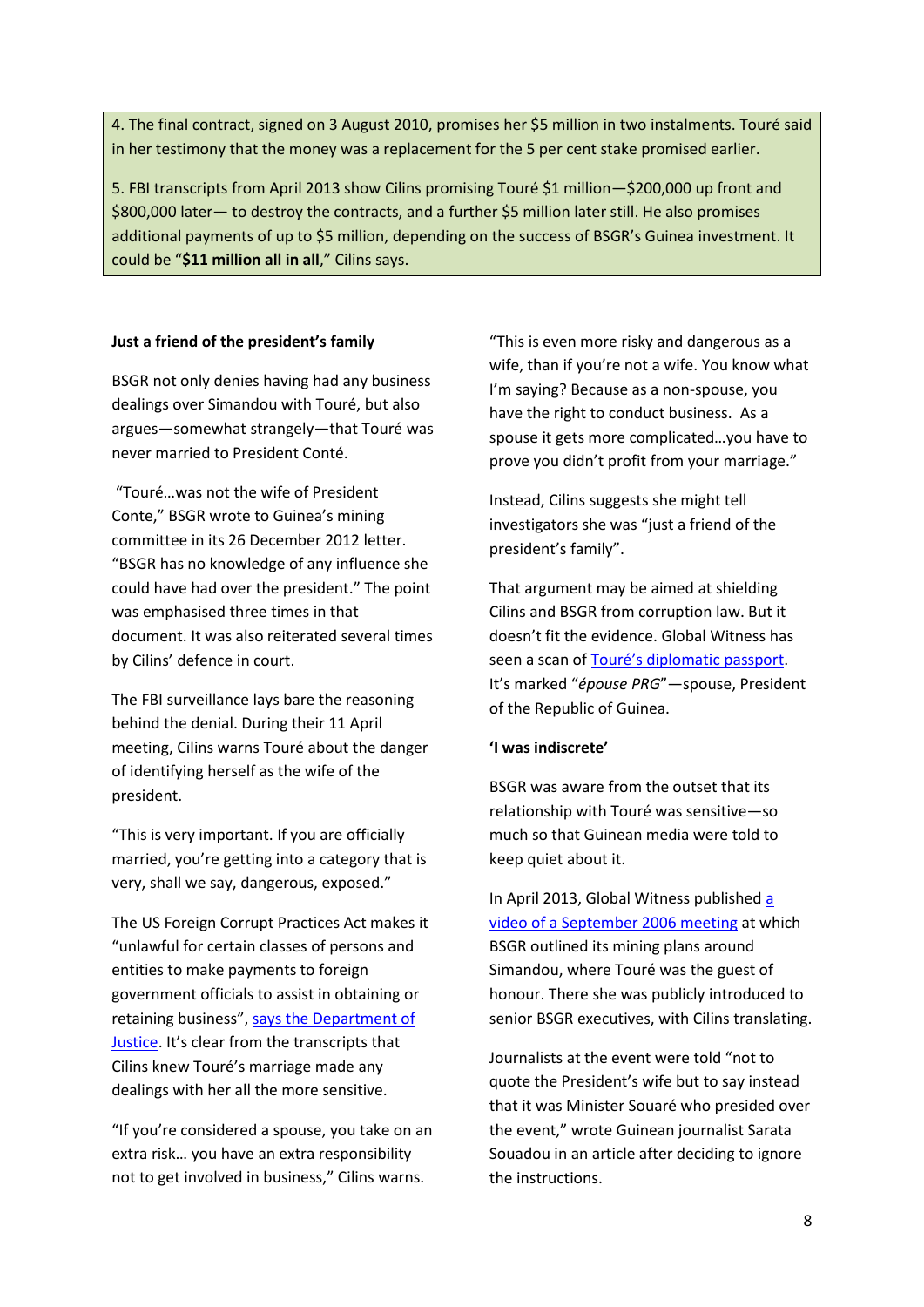4. The final contract, signed on 3 August 2010, promises her $5 million in two instalments. Touré said in her testimony that the money was a replacement for the 5 per cent stake promised earlier.

5. FBI transcripts from April 2013 show Cilins promising Touré $1 million—$200,000 up front and $800,000 later— to destroy the contracts, and a further $5 million later still. He also promises additional payments of up to $5 million, depending on the success of BSGR's Guinea investment. It could be "**$11 million all in all**," Cilins says.

**Just a friend of the president's family**

BSGR not only denies having had any business dealings over Simandou with Touré, but also argues—somewhat strangely—that Touré was never married to President Conté.

"Touré…was not the wife of President Conte," BSGR wrote to Guinea's mining committee in its 26 December 2012 letter. "BSGR has no knowledge of any influence she could have had over the president." The point was emphasised three times in that document. It was also reiterated several times by Cilins' defence in court.

The FBI surveillance lays bare the reasoning behind the denial. During their 11 April meeting, Cilins warns Touré about the danger of identifying herself as the wife of the president.

"This is very important. If you are officially married, you're getting into a category that is very, shall we say, dangerous, exposed."

The US Foreign Corrupt Practices Act makes it "unlawful for certain classes of persons and entities to make payments to foreign government officials to assist in obtaining or retaining business", says the Department of Justice. It's clear from the transcripts that Cilins knew Touré's marriage made any dealings with her all the more sensitive.

"If you're considered a spouse, you take on an extra risk… you have an extra responsibility not to get involved in business," Cilins warns.

"This is even more risky and dangerous as a wife, than if you're not a wife. You know what I'm saying? Because as a non-spouse, you have the right to conduct business. As a spouse it gets more complicated…you have to prove you didn't profit from your marriage."

Instead, Cilins suggests she might tell investigators she was "just a friend of the president's family".

That argument may be aimed at shielding Cilins and BSGR from corruption law. But it doesn't fit the evidence. Global Witness has seen a scan of Touré's diplomatic passport. It's marked "*épouse PRG*"—spouse, President of the Republic of Guinea.

**'I was indiscrete'**

BSGR was aware from the outset that its relationship with Touré was sensitive—so much so that Guinean media were told to keep quiet about it.

In April 2013, Global Witness published a video of a September 2006 meeting at which BSGR outlined its mining plans around Simandou, where Touré was the guest of honour. There she was publicly introduced to senior BSGR executives, with Cilins translating.

Journalists at the event were told "not to quote the President's wife but to say instead that it was Minister Souaré who presided over the event," wrote Guinean journalist Sarata Souadou in an article after deciding to ignore the instructions.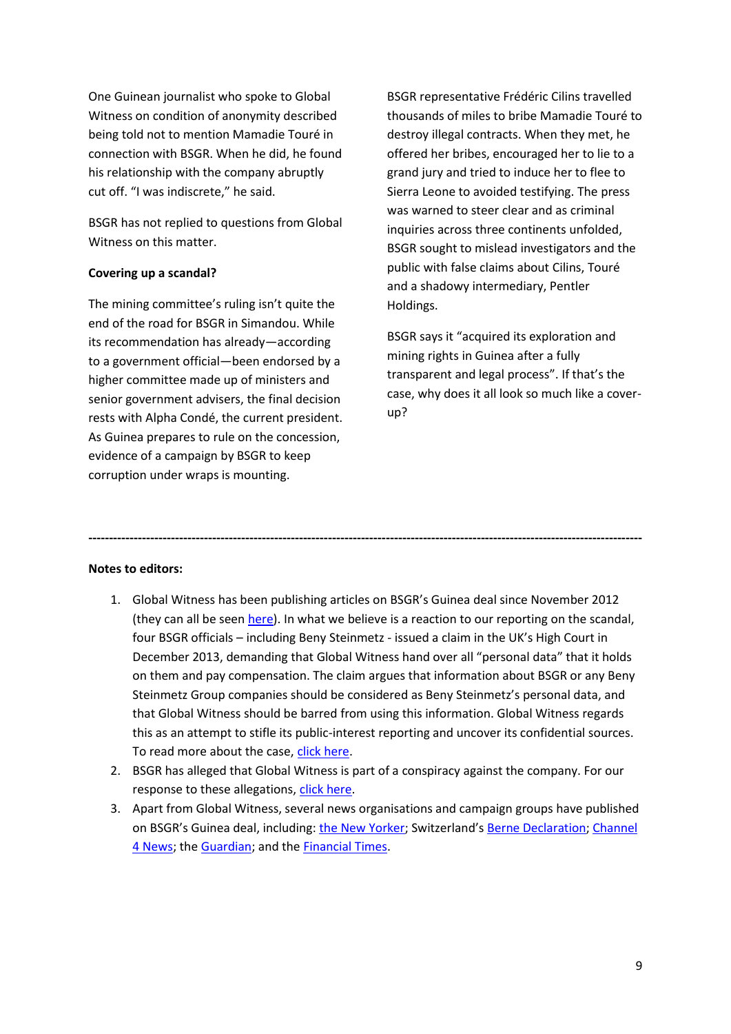One Guinean journalist who spoke to Global Witness on condition of anonymity described being told not to mention Mamadie Touré in connection with BSGR. When he did, he found his relationship with the company abruptly cut off. "I was indiscrete," he said.

BSGR has not replied to questions from Global Witness on this matter.

**Covering up a scandal?**

The mining committee's ruling isn't quite the end of the road for BSGR in Simandou. While its recommendation has already—according to a government official—been endorsed by a higher committee made up of ministers and senior government advisers, the final decision rests with Alpha Condé, the current president. As Guinea prepares to rule on the concession, evidence of a campaign by BSGR to keep corruption under wraps is mounting.

BSGR representative Frédéric Cilins travelled thousands of miles to bribe Mamadie Touré to destroy illegal contracts. When they met, he offered her bribes, encouraged her to lie to a grand jury and tried to induce her to flee to Sierra Leone to avoided testifying. The press was warned to steer clear and as criminal inquiries across three continents unfolded, BSGR sought to mislead investigators and the public with false claims about Cilins, Touré and a shadowy intermediary, Pentler Holdings.

BSGR says it "acquired its exploration and mining rights in Guinea after a fully transparent and legal process". If that's the case, why does it all look so much like a cover-up?

---

**Notes to editors:**

1. Global Witness has been publishing articles on BSGR's Guinea deal since November 2012 (they can all be seen here). In what we believe is a reaction to our reporting on the scandal, four BSGR officials – including Beny Steinmetz - issued a claim in the UK's High Court in December 2013, demanding that Global Witness hand over all "personal data" that it holds on them and pay compensation. The claim argues that information about BSGR or any Beny Steinmetz Group companies should be considered as Beny Steinmetz's personal data, and that Global Witness should be barred from using this information. Global Witness regards this as an attempt to stifle its public-interest reporting and uncover its confidential sources. To read more about the case, click here.
2. BSGR has alleged that Global Witness is part of a conspiracy against the company. For our response to these allegations, click here.
3. Apart from Global Witness, several news organisations and campaign groups have published on BSGR's Guinea deal, including: the New Yorker; Switzerland's Berne Declaration; Channel 4 News; the Guardian; and the Financial Times.